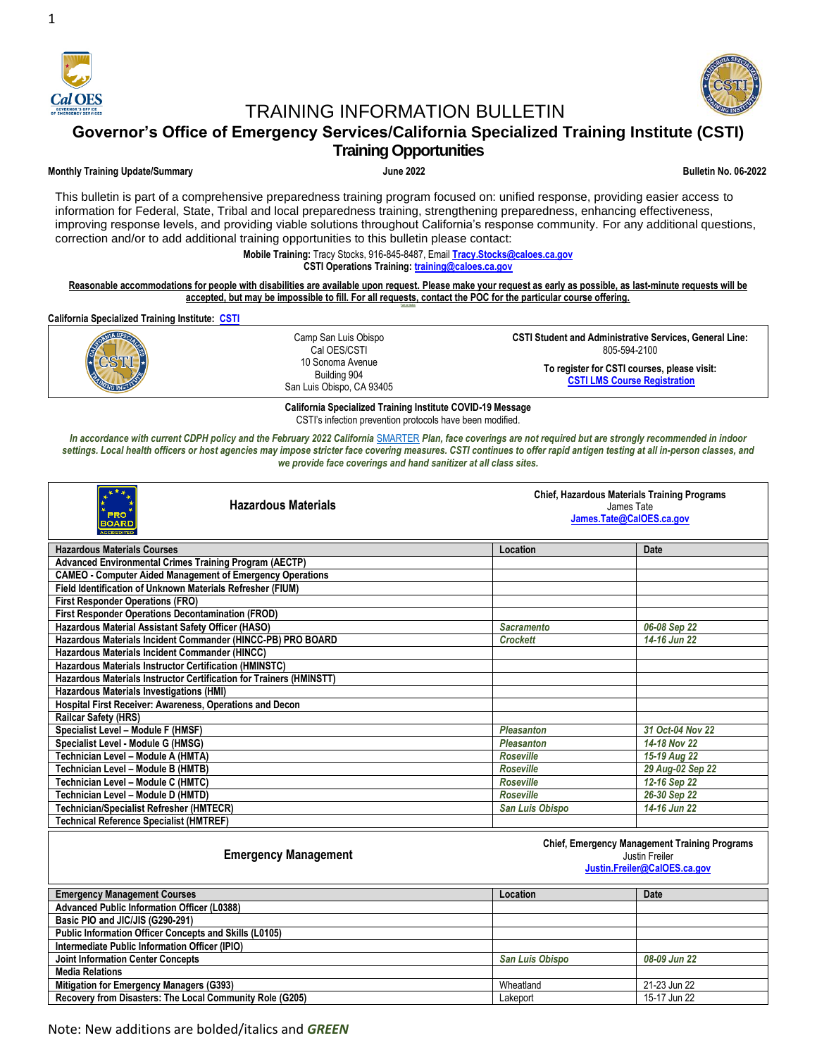# TRAINING INFORMATION BULLETIN

## Governor's Office of Emergency Services/California Specialized Training Institute (CSTI)

### Training Opportunities

**Monthly Training Update/Summary** | **June 2022** | **Bulletin No. 06-2022**

This bulletin is part of a comprehensive preparedness training program focused on: unified response, providing easier access to information for Federal, State, Tribal and local preparedness training, strengthening preparedness, enhancing effectiveness, improving response levels, and providing viable solutions throughout California's response community. For any additional questions, correction and/or to add additional training opportunities to this bulletin please contact:

**Mobile Training:** Tracy Stocks, 916-845-8487, Email **Tracy.Stocks@caloes.ca.gov**
**CSTI Operations Training:** **training@caloes.ca.gov**

**Reasonable accommodations for people with disabilities are available upon request. Please make your request as early as possible, as last-minute requests will be accepted, but may be impossible to fill. For all requests, contact the POC for the particular course offering.**

**California Specialized Training Institute:** **CSTI**

| Camp San Luis Obispo<br>Cal OES/CSTI<br>10 Sonoma Avenue<br>Building 904<br>San Luis Obispo, CA 93405 | **CSTI Student and Administrative Services, General Line:**<br>805-594-2100<br>**To register for CSTI courses, please visit:**<br>**CSTI LMS Course Registration** |
|---|---|

**California Specialized Training Institute COVID-19 Message**
CSTI's infection prevention protocols have been modified.

***In accordance with current CDPH policy and the February 2022 California SMARTER Plan, face coverings are not required but are strongly recommended in indoor settings. Local health officers or host agencies may impose stricter face covering measures. CSTI continues to offer rapid antigen testing at all in-person classes, and we provide face coverings and hand sanitizer at all class sites.***

## Hazardous Materials

**Chief, Hazardous Materials Training Programs**
James Tate
**James.Tate@CalOES.ca.gov**

| Hazardous Materials Courses | Location | Date |
|---|---|---|
| Advanced Environmental Crimes Training Program (AECTP) | | |
| CAMEO - Computer Aided Management of Emergency Operations | | |
| Field Identification of Unknown Materials Refresher (FIUM) | | |
| First Responder Operations (FRO) | | |
| First Responder Operations Decontamination (FROD) | | |
| Hazardous Material Assistant Safety Officer (HASO) | ***Sacramento*** | ***06-08 Sep 22*** |
| Hazardous Materials Incident Commander (HINCC-PB) PRO BOARD | ***Crockett*** | ***14-16 Jun 22*** |
| Hazardous Materials Incident Commander (HINCC) | | |
| Hazardous Materials Instructor Certification (HMINSTC) | | |
| Hazardous Materials Instructor Certification for Trainers (HMINSTT) | | |
| Hazardous Materials Investigations (HMI) | | |
| Hospital First Receiver: Awareness, Operations and Decon | | |
| Railcar Safety (HRS) | | |
| Specialist Level – Module F (HMSF) | ***Pleasanton*** | ***31 Oct-04 Nov 22*** |
| Specialist Level - Module G (HMSG) | ***Pleasanton*** | ***14-18 Nov 22*** |
| Technician Level – Module A (HMTA) | ***Roseville*** | ***15-19 Aug 22*** |
| Technician Level – Module B (HMTB) | ***Roseville*** | ***29 Aug-02 Sep 22*** |
| Technician Level – Module C (HMTC) | ***Roseville*** | ***12-16 Sep 22*** |
| Technician Level – Module D (HMTD) | ***Roseville*** | ***26-30 Sep 22*** |
| Technician/Specialist Refresher (HMTECR) | ***San Luis Obispo*** | ***14-16 Jun 22*** |
| Technical Reference Specialist (HMTREF) | | |

## Emergency Management

**Chief, Emergency Management Training Programs**
Justin Freiler
**Justin.Freiler@CalOES.ca.gov**

| Emergency Management Courses | Location | Date |
|---|---|---|
| Advanced Public Information Officer (L0388) | | |
| Basic PIO and JIC/JIS (G290-291) | | |
| Public Information Officer Concepts and Skills (L0105) | | |
| Intermediate Public Information Officer (IPIO) | | |
| Joint Information Center Concepts | ***San Luis Obispo*** | ***08-09 Jun 22*** |
| Media Relations | | |
| Mitigation for Emergency Managers (G393) | Wheatland | 21-23 Jun 22 |
| Recovery from Disasters: The Local Community Role (G205) | Lakeport | 15-17 Jun 22 |

Note: New additions are bolded/italics and ***GREEN***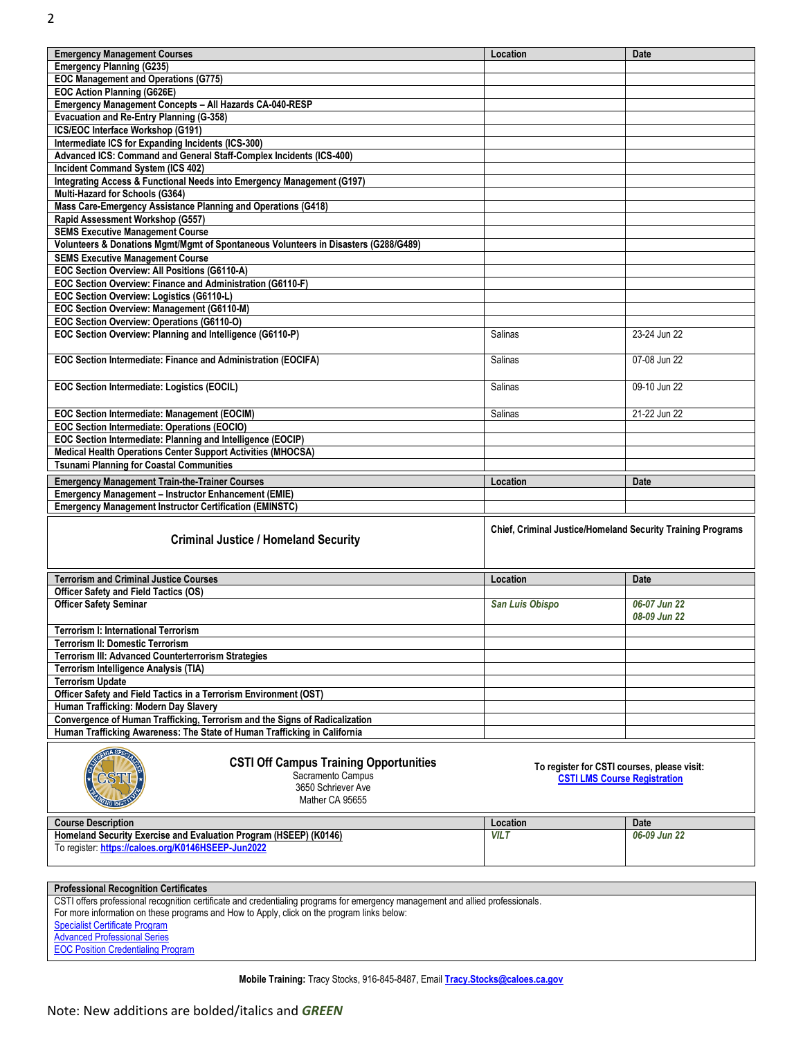| Emergency Management Courses | Location | Date |
|---|---|---|
| Emergency Planning (G235) | | |
| EOC Management and Operations (G775) | | |
| EOC Action Planning (G626E) | | |
| Emergency Management Concepts – All Hazards CA-040-RESP | | |
| Evacuation and Re-Entry Planning (G-358) | | |
| ICS/EOC Interface Workshop (G191) | | |
| Intermediate ICS for Expanding Incidents (ICS-300) | | |
| Advanced ICS: Command and General Staff-Complex Incidents (ICS-400) | | |
| Incident Command System (ICS 402) | | |
| Integrating Access & Functional Needs into Emergency Management (G197) | | |
| Multi-Hazard for Schools (G364) | | |
| Mass Care-Emergency Assistance Planning and Operations (G418) | | |
| Rapid Assessment Workshop (G557) | | |
| SEMS Executive Management Course | | |
| Volunteers & Donations Mgmt/Mgmt of Spontaneous Volunteers in Disasters (G288/G489) | | |
| SEMS Executive Management Course | | |
| EOC Section Overview: All Positions (G6110-A) | | |
| EOC Section Overview: Finance and Administration (G6110-F) | | |
| EOC Section Overview: Logistics (G6110-L) | | |
| EOC Section Overview: Management (G6110-M) | | |
| EOC Section Overview: Operations (G6110-O) | | |
| EOC Section Overview: Planning and Intelligence (G6110-P) | Salinas | 23-24 Jun 22 |
| EOC Section Intermediate: Finance and Administration (EOCIFA) | Salinas | 07-08 Jun 22 |
| EOC Section Intermediate: Logistics (EOCIL) | Salinas | 09-10 Jun 22 |
| EOC Section Intermediate: Management (EOCIM) | Salinas | 21-22 Jun 22 |
| EOC Section Intermediate: Operations (EOCIO) | | |
| EOC Section Intermediate: Planning and Intelligence (EOCIP) | | |
| Medical Health Operations Center Support Activities (MHOCSA) | | |
| Tsunami Planning for Coastal Communities | | |

| Emergency Management Train-the-Trainer Courses | Location | Date |
|---|---|---|
| Emergency Management – Instructor Enhancement (EMIE) | | |
| Emergency Management Instructor Certification (EMINSTC) | | |

## Criminal Justice / Homeland Security

**Chief, Criminal Justice/Homeland Security Training Programs**

| Terrorism and Criminal Justice Courses | Location | Date |
|---|---|---|
| Officer Safety and Field Tactics (OS) | | |
| Officer Safety Seminar | ***San Luis Obispo*** | ***06-07 Jun 22***<br>***08-09 Jun 22*** |
| Terrorism I: International Terrorism | | |
| Terrorism II: Domestic Terrorism | | |
| Terrorism III: Advanced Counterterrorism Strategies | | |
| Terrorism Intelligence Analysis (TIA) | | |
| Terrorism Update | | |
| Officer Safety and Field Tactics in a Terrorism Environment (OST) | | |
| Human Trafficking: Modern Day Slavery | | |
| Convergence of Human Trafficking, Terrorism and the Signs of Radicalization | | |
| Human Trafficking Awareness: The State of Human Trafficking in California | | |

## CSTI Off Campus Training Opportunities

Sacramento Campus
3650 Schriever Ave
Mather CA 95655

To register for CSTI courses, please visit: [CSTI LMS Course Registration]

| Course Description | Location | Date |
|---|---|---|
| Homeland Security Exercise and Evaluation Program (HSEEP) (K0146)<br>To register: **https://caloes.org/K0146HSEEP-Jun2022** | ***VILT*** | ***06-09 Jun 22*** |

**Professional Recognition Certificates**

CSTI offers professional recognition certificate and credentialing programs for emergency management and allied professionals.
For more information on these programs and How to Apply, click on the program links below:
Specialist Certificate Program
Advanced Professional Series
EOC Position Credentialing Program

**Mobile Training:** Tracy Stocks, 916-845-8487, Email **Tracy.Stocks@caloes.ca.gov**

Note: New additions are bolded/italics and ***GREEN***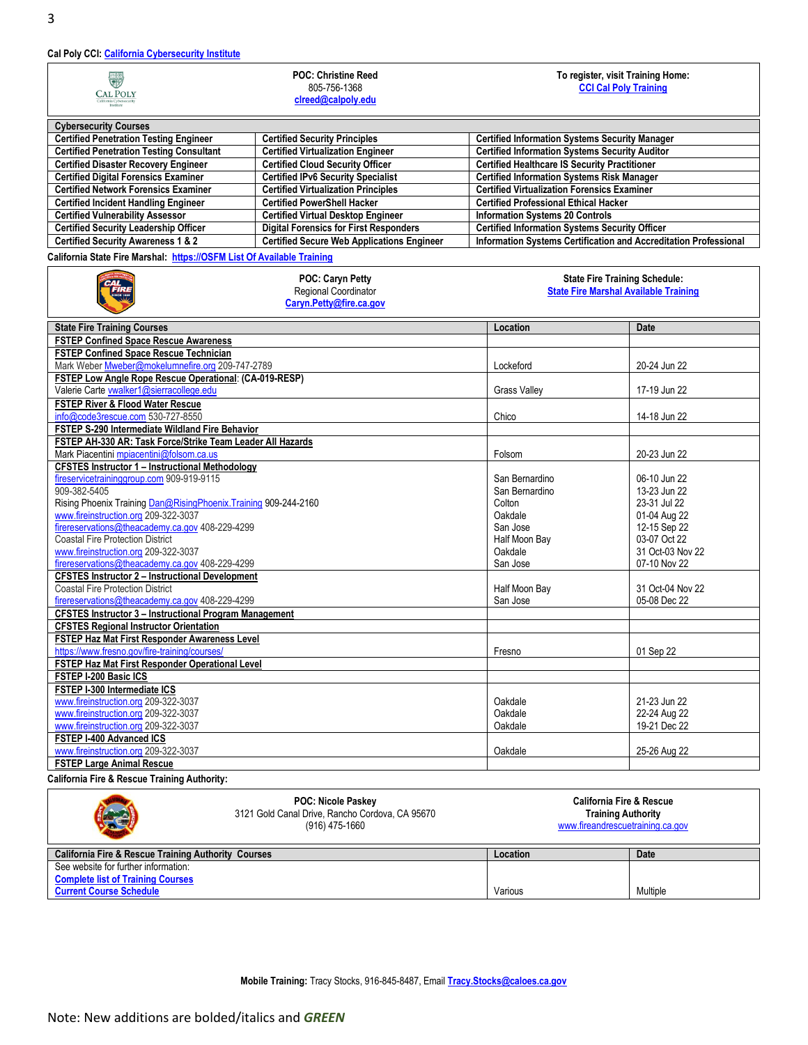**Cal Poly CCI: California Cybersecurity Institute**

| | POC: Christine Reed<br>805-756-1368<br>clreed@calpoly.edu | To register, visit Training Home:<br>CCI Cal Poly Training |
|---|---|---|

| Cybersecurity Courses | | |
|---|---|---|
| Certified Penetration Testing Engineer | Certified Security Principles | Certified Information Systems Security Manager |
| Certified Penetration Testing Consultant | Certified Virtualization Engineer | Certified Information Systems Security Auditor |
| Certified Disaster Recovery Engineer | Certified Cloud Security Officer | Certified Healthcare IS Security Practitioner |
| Certified Digital Forensics Examiner | Certified IPv6 Security Specialist | Certified Information Systems Risk Manager |
| Certified Network Forensics Examiner | Certified Virtualization Principles | Certified Virtualization Forensics Examiner |
| Certified Incident Handling Engineer | Certified PowerShell Hacker | Certified Professional Ethical Hacker |
| Certified Vulnerability Assessor | Certified Virtual Desktop Engineer | Information Systems 20 Controls |
| Certified Security Leadership Officer | Digital Forensics for First Responders | Certified Information Systems Security Officer |
| Certified Security Awareness 1 & 2 | Certified Secure Web Applications Engineer | Information Systems Certification and Accreditation Professional |

**California State Fire Marshal: https://OSFM List Of Available Training**

| | POC: Caryn Petty<br>Regional Coordinator<br>Caryn.Petty@fire.ca.gov | State Fire Training Schedule:<br>State Fire Marshal Available Training |
|---|---|---|

| State Fire Training Courses | Location | Date |
|---|---|---|
| **FSTEP Confined Space Rescue Awareness** | | |
| **FSTEP Confined Space Rescue Technician**<br>Mark Weber Mweber@mokelumnefire.org 209-747-2789 | Lockeford | 20-24 Jun 22 |
| **FSTEP Low Angle Rope Rescue Operational**: (CA-019-RESP)<br>Valerie Carte vwalker1@sierracollege.edu | Grass Valley | 17-19 Jun 22 |
| **FSTEP River & Flood Water Rescue**<br>info@code3rescue.com 530-727-8550 | Chico | 14-18 Jun 22 |
| **FSTEP S-290 Intermediate Wildland Fire Behavior** | | |
| **FSTEP AH-330 AR: Task Force/Strike Team Leader All Hazards**<br>Mark Piacentini mpiacentini@folsom.ca.us | Folsom | 20-23 Jun 22 |
| **CFSTES Instructor 1 – Instructional Methodology**<br>fireservicetraininggroup.com 909-919-9115<br>909-382-5405<br>Rising Phoenix Training Dan@RisingPhoenix.Training 909-244-2160<br>www.fireinstruction.org 209-322-3037<br>firereservations@theacademy.ca.gov 408-229-4299<br>Coastal Fire Protection District<br>www.fireinstruction.org 209-322-3037<br>firereservations@theacademy.ca.gov 408-229-4299 | San Bernardino<br>San Bernardino<br>Colton<br>Oakdale<br>San Jose<br>Half Moon Bay<br>Oakdale<br>San Jose | 06-10 Jun 22<br>13-23 Jun 22<br>23-31 Jul 22<br>01-04 Aug 22<br>12-15 Sep 22<br>03-07 Oct 22<br>31 Oct-03 Nov 22<br>07-10 Nov 22 |
| **CFSTES Instructor 2 – Instructional Development**<br>Coastal Fire Protection District<br>firereservations@theacademy.ca.gov 408-229-4299 | Half Moon Bay<br>San Jose | 31 Oct-04 Nov 22<br>05-08 Dec 22 |
| **CFSTES Instructor 3 – Instructional Program Management** | | |
| **CFSTES Regional Instructor Orientation** | | |
| **FSTEP Haz Mat First Responder Awareness Level**<br>https://www.fresno.gov/fire-training/courses/ | Fresno | 01 Sep 22 |
| **FSTEP Haz Mat First Responder Operational Level** | | |
| **FSTEP I-200 Basic ICS** | | |
| **FSTEP I-300 Intermediate ICS**<br>www.fireinstruction.org 209-322-3037<br>www.fireinstruction.org 209-322-3037<br>www.fireinstruction.org 209-322-3037 | Oakdale<br>Oakdale<br>Oakdale | 21-23 Jun 22<br>22-24 Aug 22<br>19-21 Dec 22 |
| **FSTEP I-400 Advanced ICS**<br>www.fireinstruction.org 209-322-3037 | Oakdale | 25-26 Aug 22 |
| **FSTEP Large Animal Rescue** | | |

**California Fire & Rescue Training Authority:**

| | POC: Nicole Paskey<br>3121 Gold Canal Drive, Rancho Cordova, CA 95670<br>(916) 475-1660 | California Fire & Rescue Training Authority<br>www.fireandrescuetraining.ca.gov |
|---|---|---|

| California Fire & Rescue Training Authority Courses | Location | Date |
|---|---|---|
| See website for further information:<br>**Complete list of Training Courses**<br>**Current Course Schedule** | Various | Multiple |

**Mobile Training:** Tracy Stocks, 916-845-8487, Email **Tracy.Stocks@caloes.ca.gov**

Note: New additions are bolded/italics and ***GREEN***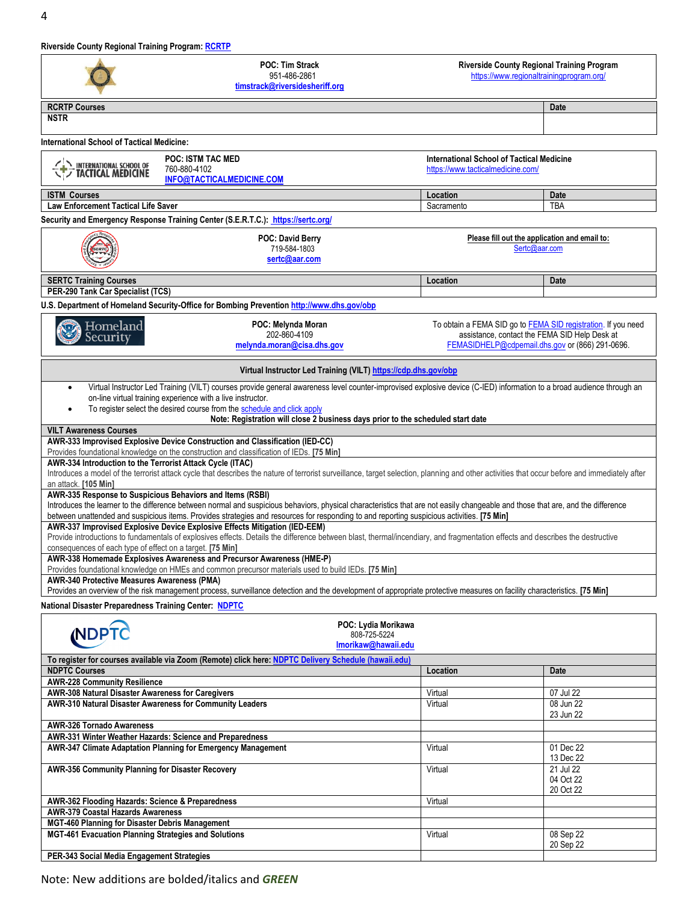**Riverside County Regional Training Program: RCRTP**

| POC: Tim Strack<br>951-486-2861<br>timstrack@riversidesheriff.org | Riverside County Regional Training Program<br>https://www.regionaltrainingprogram.org/ |
|---|---|

| RCRTP Courses | Date |
|---|---|
| NSTR | |

**International School of Tactical Medicine:**

| POC: ISTM TAC MED<br>760-880-4102<br>INFO@TACTICALMEDICINE.COM | International School of Tactical Medicine<br>https://www.tacticalmedicine.com/ |
|---|---|

| ISTM Courses | Location | Date |
|---|---|---|
| Law Enforcement Tactical Life Saver | Sacramento | TBA |

**Security and Emergency Response Training Center (S.E.R.T.C.): https://sertc.org/**

| POC: David Berry<br>719-584-1803<br>sertc@aar.com | Please fill out the application and email to:<br>Sertc@aar.com |
|---|---|

| SERTC Training Courses | Location | Date |
|---|---|---|
| PER-290 Tank Car Specialist (TCS) | | |

**U.S. Department of Homeland Security-Office for Bombing Prevention http://www.dhs.gov/obp**

| POC: Melynda Moran<br>202-860-4109<br>melynda.moran@cisa.dhs.gov | To obtain a FEMA SID go to FEMA SID registration. If you need assistance, contact the FEMA SID Help Desk at FEMASIDHELP@cdpemail.dhs.gov or (866) 291-0696. |
|---|---|

**Virtual Instructor Led Training (VILT) https://cdp.dhs.gov/obp**

- Virtual Instructor Led Training (VILT) courses provide general awareness level counter-improvised explosive device (C-IED) information to a broad audience through an on-line virtual training experience with a live instructor.
- To register select the desired course from the schedule and click apply

**Note: Registration will close 2 business days prior to the scheduled start date**

| VILT Awareness Courses |
|---|
| **AWR-333 Improvised Explosive Device Construction and Classification (IED-CC)**<br>Provides foundational knowledge on the construction and classification of IEDs. **[75 Min]** |
| **AWR-334 Introduction to the Terrorist Attack Cycle (ITAC)**<br>Introduces a model of the terrorist attack cycle that describes the nature of terrorist surveillance, target selection, planning and other activities that occur before and immediately after an attack. **[105 Min]** |
| **AWR-335 Response to Suspicious Behaviors and Items (RSBI)**<br>Introduces the learner to the difference between normal and suspicious behaviors, physical characteristics that are not easily changeable and those that are, and the difference between unattended and suspicious items. Provides strategies and resources for responding to and reporting suspicious activities. **[75 Min]** |
| **AWR-337 Improvised Explosive Device Explosive Effects Mitigation (IED-EEM)**<br>Provide introductions to fundamentals of explosives effects. Details the difference between blast, thermal/incendiary, and fragmentation effects and describes the destructive consequences of each type of effect on a target. **[75 Min]** |
| **AWR-338 Homemade Explosives Awareness and Precursor Awareness (HME-P)**<br>Provides foundational knowledge on HMEs and common precursor materials used to build IEDs. **[75 Min]** |
| **AWR-340 Protective Measures Awareness (PMA)**<br>Provides an overview of the risk management process, surveillance detection and the development of appropriate protective measures on facility characteristics. **[75 Min]** |

**National Disaster Preparedness Training Center: NDPTC**

| POC: Lydia Morikawa<br>808-725-5224<br>lmorikaw@hawaii.edu |
|---|

**To register for courses available via Zoom (Remote) click here: NDPTC Delivery Schedule (hawaii.edu)**

| NDPTC Courses | Location | Date |
|---|---|---|
| AWR-228 Community Resilience | | |
| AWR-308 Natural Disaster Awareness for Caregivers | Virtual | 07 Jul 22 |
| AWR-310 Natural Disaster Awareness for Community Leaders | Virtual | 08 Jun 22<br>23 Jun 22 |
| AWR-326 Tornado Awareness | | |
| AWR-331 Winter Weather Hazards: Science and Preparedness | | |
| AWR-347 Climate Adaptation Planning for Emergency Management | Virtual | 01 Dec 22<br>13 Dec 22 |
| AWR-356 Community Planning for Disaster Recovery | Virtual | 21 Jul 22<br>04 Oct 22<br>20 Oct 22 |
| AWR-362 Flooding Hazards: Science & Preparedness | Virtual | |
| AWR-379 Coastal Hazards Awareness | | |
| MGT-460 Planning for Disaster Debris Management | | |
| MGT-461 Evacuation Planning Strategies and Solutions | Virtual | 08 Sep 22<br>20 Sep 22 |
| PER-343 Social Media Engagement Strategies | | |

Note: New additions are bolded/italics and ***GREEN***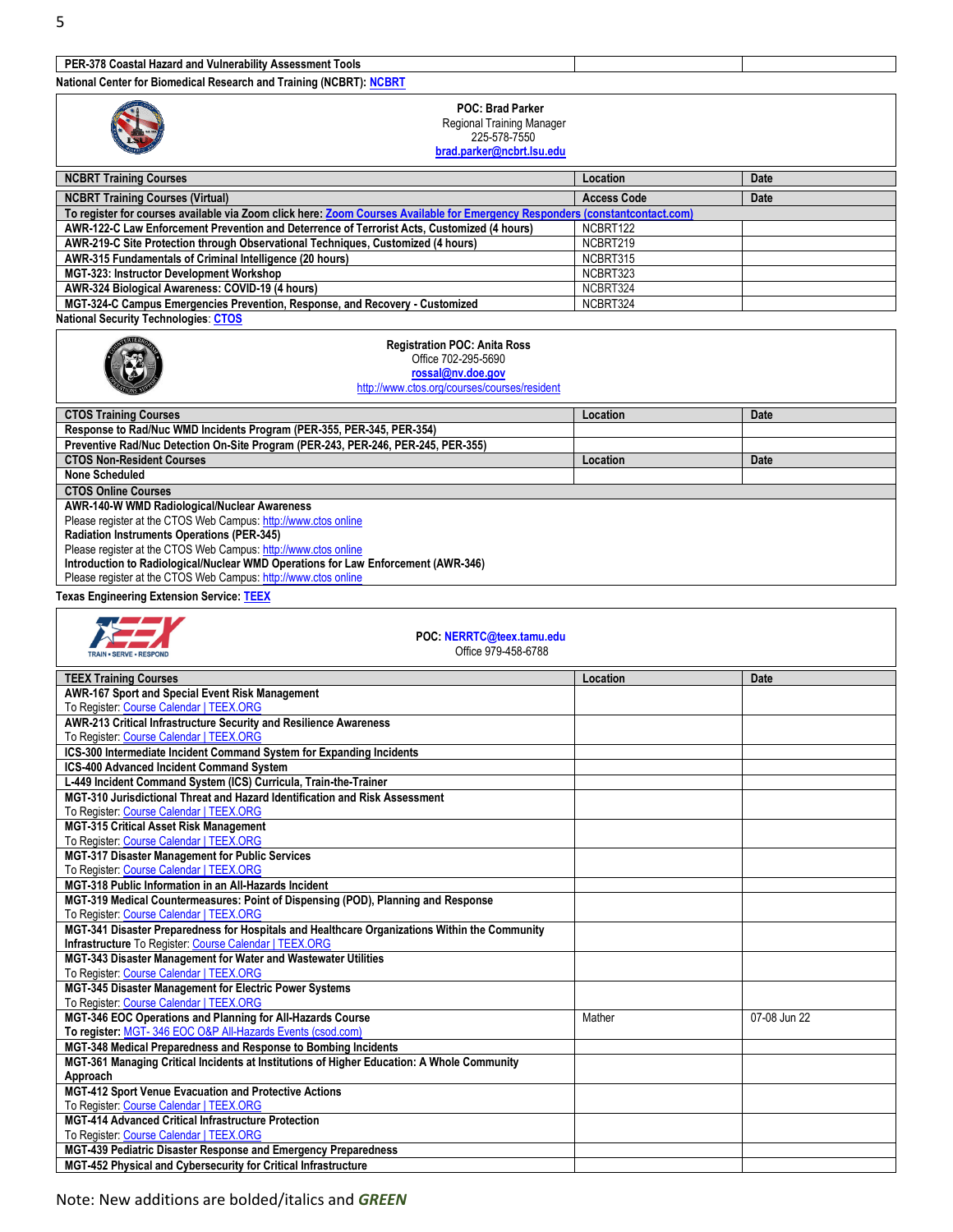| PER-378 Coastal Hazard and Vulnerability Assessment Tools | | |
|---|---|---|

National Center for Biomedical Research and Training (NCBRT): NCBRT

POC: Brad Parker
Regional Training Manager
225-578-7550
brad.parker@ncbrt.lsu.edu

| NCBRT Training Courses | Location | Date |
|---|---|---|
| **NCBRT Training Courses (Virtual)** | **Access Code** | **Date** |
| To register for courses available via Zoom click here: Zoom Courses Available for Emergency Responders (constantcontact.com) | | |
| AWR-122-C Law Enforcement Prevention and Deterrence of Terrorist Acts, Customized (4 hours) | NCBRT122 | |
| AWR-219-C Site Protection through Observational Techniques, Customized (4 hours) | NCBRT219 | |
| AWR-315 Fundamentals of Criminal Intelligence (20 hours) | NCBRT315 | |
| MGT-323: Instructor Development Workshop | NCBRT323 | |
| AWR-324 Biological Awareness: COVID-19 (4 hours) | NCBRT324 | |
| MGT-324-C Campus Emergencies Prevention, Response, and Recovery - Customized | NCBRT324 | |

National Security Technologies: CTOS

Registration POC: Anita Ross
Office 702-295-5690
rossal@nv.doe.gov
http://www.ctos.org/courses/courses/resident

| CTOS Training Courses | Location | Date |
|---|---|---|
| Response to Rad/Nuc WMD Incidents Program (PER-355, PER-345, PER-354) | | |
| Preventive Rad/Nuc Detection On-Site Program (PER-243, PER-246, PER-245, PER-355) | | |
| **CTOS Non-Resident Courses** | **Location** | **Date** |
| None Scheduled | | |
| **CTOS Online Courses** | | |
| **AWR-140-W WMD Radiological/Nuclear Awareness**<br>Please register at the CTOS Web Campus: http://www.ctos online<br>**Radiation Instruments Operations (PER-345)**<br>Please register at the CTOS Web Campus: http://www.ctos online<br>**Introduction to Radiological/Nuclear WMD Operations for Law Enforcement (AWR-346)**<br>Please register at the CTOS Web Campus: http://www.ctos online | | |

Texas Engineering Extension Service: TEEX

TRAIN • SERVE • RESPOND

POC: NERRTC@teex.tamu.edu
Office 979-458-6788

| TEEX Training Courses | Location | Date |
|---|---|---|
| **AWR-167 Sport and Special Event Risk Management**<br>To Register: Course Calendar \| TEEX.ORG | | |
| **AWR-213 Critical Infrastructure Security and Resilience Awareness**<br>To Register: Course Calendar \| TEEX.ORG | | |
| ICS-300 Intermediate Incident Command System for Expanding Incidents | | |
| ICS-400 Advanced Incident Command System | | |
| L-449 Incident Command System (ICS) Curricula, Train-the-Trainer | | |
| **MGT-310 Jurisdictional Threat and Hazard Identification and Risk Assessment**<br>To Register: Course Calendar \| TEEX.ORG | | |
| **MGT-315 Critical Asset Risk Management**<br>To Register: Course Calendar \| TEEX.ORG | | |
| **MGT-317 Disaster Management for Public Services**<br>To Register: Course Calendar \| TEEX.ORG | | |
| MGT-318 Public Information in an All-Hazards Incident | | |
| **MGT-319 Medical Countermeasures: Point of Dispensing (POD), Planning and Response**<br>To Register: Course Calendar \| TEEX.ORG | | |
| **MGT-341 Disaster Preparedness for Hospitals and Healthcare Organizations Within the Community Infrastructure** To Register: Course Calendar \| TEEX.ORG | | |
| **MGT-343 Disaster Management for Water and Wastewater Utilities**<br>To Register: Course Calendar \| TEEX.ORG | | |
| **MGT-345 Disaster Management for Electric Power Systems**<br>To Register: Course Calendar \| TEEX.ORG | | |
| **MGT-346 EOC Operations and Planning for All-Hazards Course**<br>**To register:** MGT- 346 EOC O&P All-Hazards Events (csod.com) | Mather | 07-08 Jun 22 |
| MGT-348 Medical Preparedness and Response to Bombing Incidents | | |
| MGT-361 Managing Critical Incidents at Institutions of Higher Education: A Whole Community Approach | | |
| **MGT-412 Sport Venue Evacuation and Protective Actions**<br>To Register: Course Calendar \| TEEX.ORG | | |
| **MGT-414 Advanced Critical Infrastructure Protection**<br>To Register: Course Calendar \| TEEX.ORG | | |
| MGT-439 Pediatric Disaster Response and Emergency Preparedness | | |
| MGT-452 Physical and Cybersecurity for Critical Infrastructure | | |

Note: New additions are bolded/italics and ***GREEN***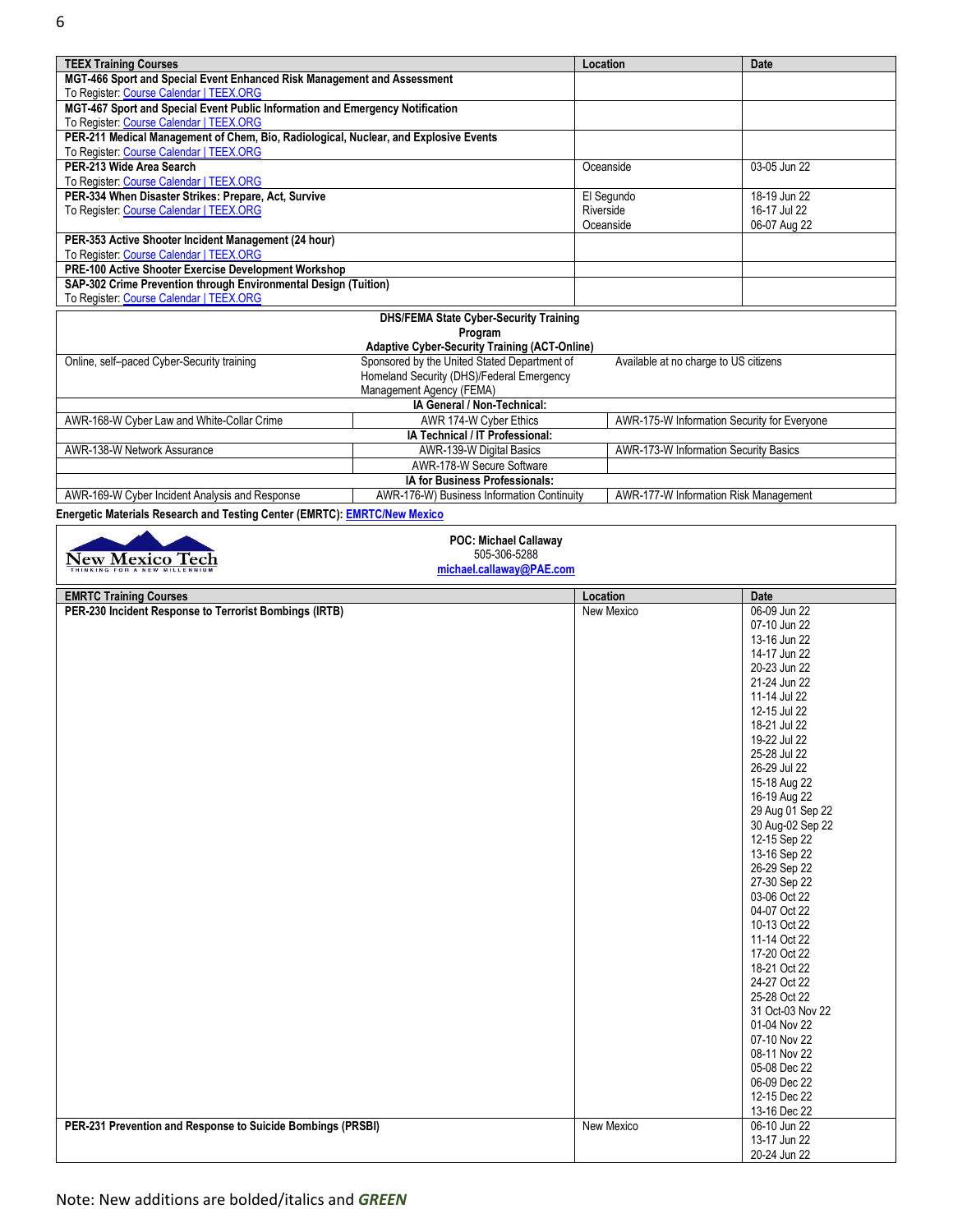| TEEX Training Courses | Location | Date |
|---|---|---|
| **MGT-466 Sport and Special Event Enhanced Risk Management and Assessment**<br>To Register: Course Calendar \| TEEX.ORG | | |
| **MGT-467 Sport and Special Event Public Information and Emergency Notification**<br>To Register: Course Calendar \| TEEX.ORG | | |
| **PER-211 Medical Management of Chem, Bio, Radiological, Nuclear, and Explosive Events**<br>To Register: Course Calendar \| TEEX.ORG | | |
| **PER-213 Wide Area Search**<br>To Register: Course Calendar \| TEEX.ORG | Oceanside | 03-05 Jun 22 |
| **PER-334 When Disaster Strikes: Prepare, Act, Survive**<br>To Register: Course Calendar \| TEEX.ORG | El Segundo<br>Riverside<br>Oceanside | 18-19 Jun 22<br>16-17 Jul 22<br>06-07 Aug 22 |
| **PER-353 Active Shooter Incident Management (24 hour)**<br>To Register: Course Calendar \| TEEX.ORG | | |
| **PRE-100 Active Shooter Exercise Development Workshop** | | |
| **SAP-302 Crime Prevention through Environmental Design (Tuition)**<br>To Register: Course Calendar \| TEEX.ORG | | |

| **DHS/FEMA State Cyber-Security Training Program**<br>**Adaptive Cyber-Security Training (ACT-Online)** | | |
|---|---|---|
| Online, self–paced Cyber-Security training | Sponsored by the United Stated Department of Homeland Security (DHS)/Federal Emergency Management Agency (FEMA) | Available at no charge to US citizens |
| **IA General / Non-Technical:** | | |
| AWR-168-W Cyber Law and White-Collar Crime | AWR 174-W Cyber Ethics | AWR-175-W Information Security for Everyone |
| **IA Technical / IT Professional:** | | |
| AWR-138-W Network Assurance | AWR-139-W Digital Basics | AWR-173-W Information Security Basics |
| | AWR-178-W Secure Software | |
| **IA for Business Professionals:** | | |
| AWR-169-W Cyber Incident Analysis and Response | AWR-176-W) Business Information Continuity | AWR-177-W Information Risk Management |

**Energetic Materials Research and Testing Center (EMRTC): EMRTC/New Mexico**

New Mexico Tech — THINKING FOR A NEW MILLENNIUM

**POC: Michael Callaway**
505-306-5288
**michael.callaway@PAE.com**

| EMRTC Training Courses | Location | Date |
|---|---|---|
| **PER-230 Incident Response to Terrorist Bombings (IRTB)** | New Mexico | 06-09 Jun 22<br>07-10 Jun 22<br>13-16 Jun 22<br>14-17 Jun 22<br>20-23 Jun 22<br>21-24 Jun 22<br>11-14 Jul 22<br>12-15 Jul 22<br>18-21 Jul 22<br>19-22 Jul 22<br>25-28 Jul 22<br>26-29 Jul 22<br>15-18 Aug 22<br>16-19 Aug 22<br>29 Aug 01 Sep 22<br>30 Aug-02 Sep 22<br>12-15 Sep 22<br>13-16 Sep 22<br>26-29 Sep 22<br>27-30 Sep 22<br>03-06 Oct 22<br>04-07 Oct 22<br>10-13 Oct 22<br>11-14 Oct 22<br>17-20 Oct 22<br>18-21 Oct 22<br>24-27 Oct 22<br>25-28 Oct 22<br>31 Oct-03 Nov 22<br>01-04 Nov 22<br>07-10 Nov 22<br>08-11 Nov 22<br>05-08 Dec 22<br>06-09 Dec 22<br>12-15 Dec 22<br>13-16 Dec 22 |
| **PER-231 Prevention and Response to Suicide Bombings (PRSBI)** | New Mexico | 06-10 Jun 22<br>13-17 Jun 22<br>20-24 Jun 22 |

Note: New additions are bolded/italics and ***GREEN***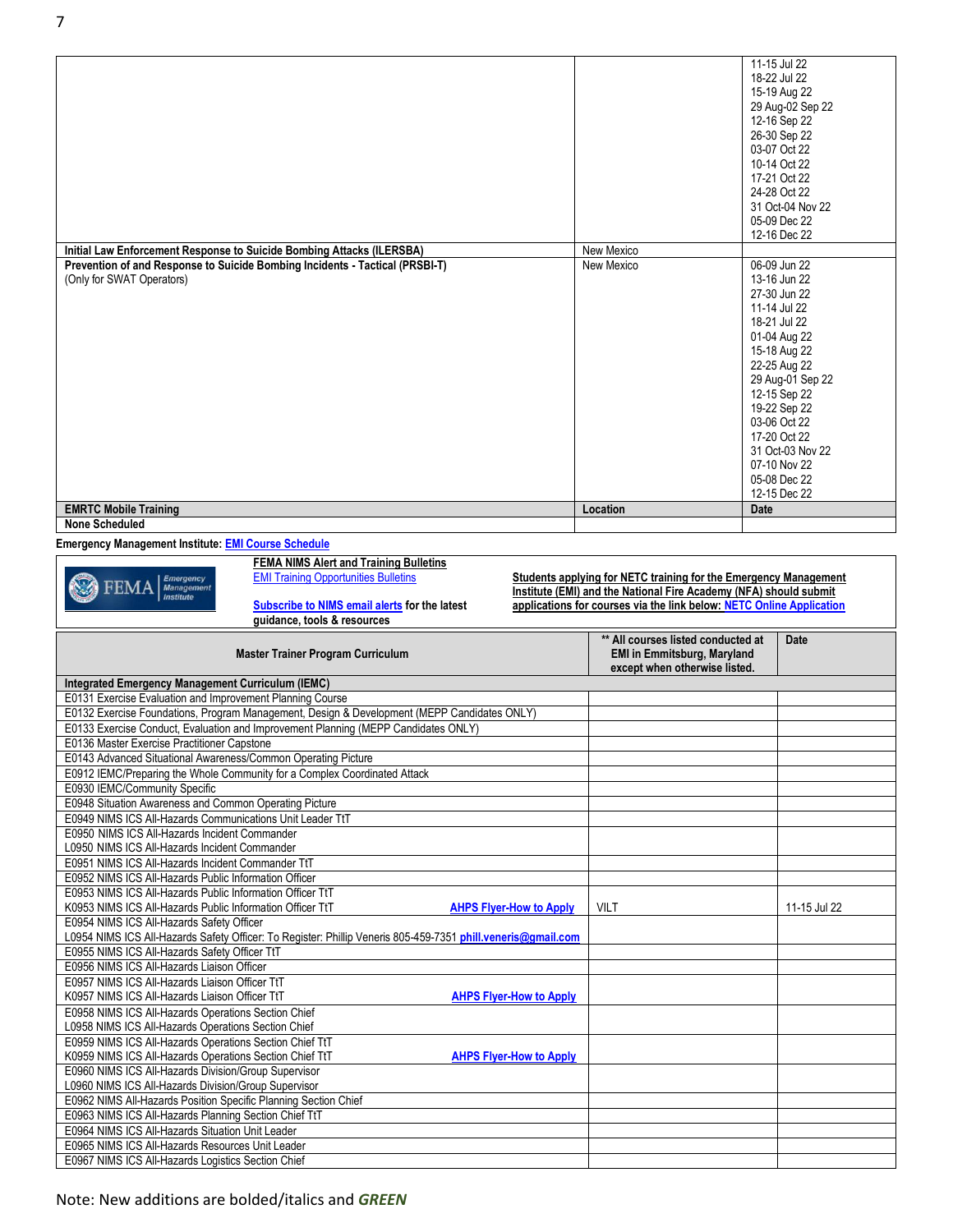| | | |
|---|---|---|
| | | 11-15 Jul 22<br>18-22 Jul 22<br>15-19 Aug 22<br>29 Aug-02 Sep 22<br>12-16 Sep 22<br>26-30 Sep 22<br>03-07 Oct 22<br>10-14 Oct 22<br>17-21 Oct 22<br>24-28 Oct 22<br>31 Oct-04 Nov 22<br>05-09 Dec 22<br>12-16 Dec 22 |
| **Initial Law Enforcement Response to Suicide Bombing Attacks (ILERSBA)** | New Mexico | |
| **Prevention of and Response to Suicide Bombing Incidents - Tactical (PRSBI-T)**<br>(Only for SWAT Operators) | New Mexico | 06-09 Jun 22<br>13-16 Jun 22<br>27-30 Jun 22<br>11-14 Jul 22<br>18-21 Jul 22<br>01-04 Aug 22<br>15-18 Aug 22<br>22-25 Aug 22<br>29 Aug-01 Sep 22<br>12-15 Sep 22<br>19-22 Sep 22<br>03-06 Oct 22<br>17-20 Oct 22<br>31 Oct-03 Nov 22<br>07-10 Nov 22<br>05-08 Dec 22<br>12-15 Dec 22 |
| **EMRTC Mobile Training** | **Location** | **Date** |
| **None Scheduled** | | |

**Emergency Management Institute:** [EMI Course Schedule]

**FEMA NIMS Alert and Training Bulletins**
[EMI Training Opportunities Bulletins]

[Subscribe to NIMS email alerts] **for the latest guidance, tools & resources**

**Students applying for NETC training for the Emergency Management Institute (EMI) and the National Fire Academy (NFA) should submit applications for courses via the link below: [NETC Online Application]**

| Master Trainer Program Curriculum | ** All courses listed conducted at EMI in Emmitsburg, Maryland except when otherwise listed. | Date |
|---|---|---|
| **Integrated Emergency Management Curriculum (IEMC)** | | |
| E0131 Exercise Evaluation and Improvement Planning Course | | |
| E0132 Exercise Foundations, Program Management, Design & Development (MEPP Candidates ONLY) | | |
| E0133 Exercise Conduct, Evaluation and Improvement Planning (MEPP Candidates ONLY) | | |
| E0136 Master Exercise Practitioner Capstone | | |
| E0143 Advanced Situational Awareness/Common Operating Picture | | |
| E0912 IEMC/Preparing the Whole Community for a Complex Coordinated Attack | | |
| E0930 IEMC/Community Specific | | |
| E0948 Situation Awareness and Common Operating Picture | | |
| E0949 NIMS ICS All-Hazards Communications Unit Leader TtT | | |
| E0950 NIMS ICS All-Hazards Incident Commander<br>L0950 NIMS ICS All-Hazards Incident Commander | | |
| E0951 NIMS ICS All-Hazards Incident Commander TtT | | |
| E0952 NIMS ICS All-Hazards Public Information Officer | | |
| E0953 NIMS ICS All-Hazards Public Information Officer TtT<br>K0953 NIMS ICS All-Hazards Public Information Officer TtT **[AHPS Flyer-How to Apply]** | VILT | 11-15 Jul 22 |
| E0954 NIMS ICS All-Hazards Safety Officer<br>L0954 NIMS ICS All-Hazards Safety Officer: To Register: Phillip Veneris 805-459-7351 **phill.veneris@gmail.com** | | |
| E0955 NIMS ICS All-Hazards Safety Officer TtT | | |
| E0956 NIMS ICS All-Hazards Liaison Officer | | |
| E0957 NIMS ICS All-Hazards Liaison Officer TtT<br>K0957 NIMS ICS All-Hazards Liaison Officer TtT **[AHPS Flyer-How to Apply]** | | |
| E0958 NIMS ICS All-Hazards Operations Section Chief<br>L0958 NIMS ICS All-Hazards Operations Section Chief | | |
| E0959 NIMS ICS All-Hazards Operations Section Chief TtT<br>K0959 NIMS ICS All-Hazards Operations Section Chief TtT **[AHPS Flyer-How to Apply]** | | |
| E0960 NIMS ICS All-Hazards Division/Group Supervisor<br>L0960 NIMS ICS All-Hazards Division/Group Supervisor | | |
| E0962 NIMS All-Hazards Position Specific Planning Section Chief | | |
| E0963 NIMS ICS All-Hazards Planning Section Chief TtT | | |
| E0964 NIMS ICS All-Hazards Situation Unit Leader | | |
| E0965 NIMS ICS All-Hazards Resources Unit Leader | | |
| E0967 NIMS ICS All-Hazards Logistics Section Chief | | |

Note: New additions are bolded/italics and ***GREEN***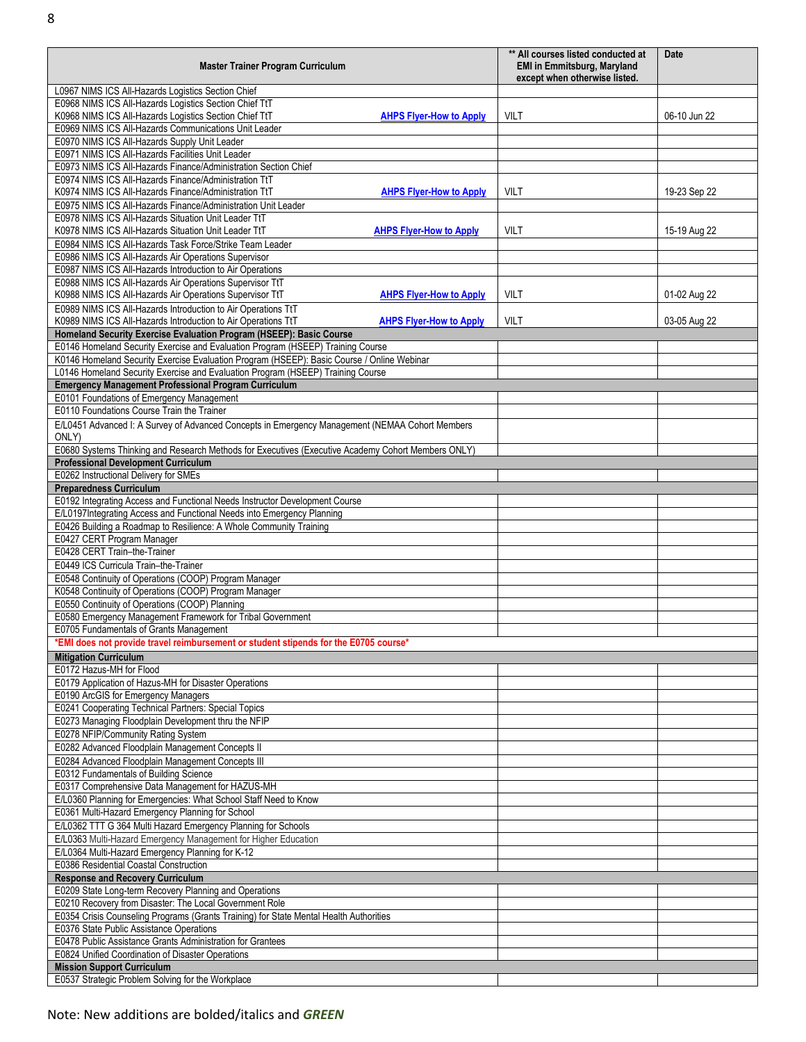| Master Trainer Program Curriculum | ** All courses listed conducted at EMI in Emmitsburg, Maryland except when otherwise listed. | Date |
|---|---|---|
| L0967 NIMS ICS All-Hazards Logistics Section Chief | | |
| E0968 NIMS ICS All-Hazards Logistics Section Chief TtT<br>K0968 NIMS ICS All-Hazards Logistics Section Chief TtT **AHPS Flyer-How to Apply** | VILT | 06-10 Jun 22 |
| E0969 NIMS ICS All-Hazards Communications Unit Leader | | |
| E0970 NIMS ICS All-Hazards Supply Unit Leader | | |
| E0971 NIMS ICS All-Hazards Facilities Unit Leader | | |
| E0973 NIMS ICS All-Hazards Finance/Administration Section Chief | | |
| E0974 NIMS ICS All-Hazards Finance/Administration TtT<br>K0974 NIMS ICS All-Hazards Finance/Administration TtT **AHPS Flyer-How to Apply** | VILT | 19-23 Sep 22 |
| E0975 NIMS ICS All-Hazards Finance/Administration Unit Leader | | |
| E0978 NIMS ICS All-Hazards Situation Unit Leader TtT<br>K0978 NIMS ICS All-Hazards Situation Unit Leader TtT **AHPS Flyer-How to Apply** | VILT | 15-19 Aug 22 |
| E0984 NIMS ICS All-Hazards Task Force/Strike Team Leader | | |
| E0986 NIMS ICS All-Hazards Air Operations Supervisor | | |
| E0987 NIMS ICS All-Hazards Introduction to Air Operations | | |
| E0988 NIMS ICS All-Hazards Air Operations Supervisor TtT<br>K0988 NIMS ICS All-Hazards Air Operations Supervisor TtT **AHPS Flyer-How to Apply** | VILT | 01-02 Aug 22 |
| E0989 NIMS ICS All-Hazards Introduction to Air Operations TtT<br>K0989 NIMS ICS All-Hazards Introduction to Air Operations TtT **AHPS Flyer-How to Apply** | VILT | 03-05 Aug 22 |
| **Homeland Security Exercise Evaluation Program (HSEEP): Basic Course** | | |
| E0146 Homeland Security Exercise and Evaluation Program (HSEEP) Training Course | | |
| K0146 Homeland Security Exercise Evaluation Program (HSEEP): Basic Course / Online Webinar | | |
| L0146 Homeland Security Exercise and Evaluation Program (HSEEP) Training Course | | |
| **Emergency Management Professional Program Curriculum** | | |
| E0101 Foundations of Emergency Management | | |
| E0110 Foundations Course Train the Trainer | | |
| E/L0451 Advanced I: A Survey of Advanced Concepts in Emergency Management (NEMAA Cohort Members ONLY) | | |
| E0680 Systems Thinking and Research Methods for Executives (Executive Academy Cohort Members ONLY) | | |
| **Professional Development Curriculum** | | |
| E0262 Instructional Delivery for SMEs | | |
| **Preparedness Curriculum** | | |
| E0192 Integrating Access and Functional Needs Instructor Development Course | | |
| E/L0197Integrating Access and Functional Needs into Emergency Planning | | |
| E0426 Building a Roadmap to Resilience: A Whole Community Training | | |
| E0427 CERT Program Manager | | |
| E0428 CERT Train–the-Trainer | | |
| E0449 ICS Curricula Train–the-Trainer | | |
| E0548 Continuity of Operations (COOP) Program Manager | | |
| K0548 Continuity of Operations (COOP) Program Manager | | |
| E0550 Continuity of Operations (COOP) Planning | | |
| E0580 Emergency Management Framework for Tribal Government | | |
| E0705 Fundamentals of Grants Management | | |
| ***EMI does not provide travel reimbursement or student stipends for the E0705 course*** | | |
| **Mitigation Curriculum** | | |
| E0172 Hazus-MH for Flood | | |
| E0179 Application of Hazus-MH for Disaster Operations | | |
| E0190 ArcGIS for Emergency Managers | | |
| E0241 Cooperating Technical Partners: Special Topics | | |
| E0273 Managing Floodplain Development thru the NFIP | | |
| E0278 NFIP/Community Rating System | | |
| E0282 Advanced Floodplain Management Concepts II | | |
| E0284 Advanced Floodplain Management Concepts III | | |
| E0312 Fundamentals of Building Science | | |
| E0317 Comprehensive Data Management for HAZUS-MH | | |
| E/L0360 Planning for Emergencies: What School Staff Need to Know | | |
| E0361 Multi-Hazard Emergency Planning for School | | |
| E/L0362 TTT G 364 Multi Hazard Emergency Planning for Schools | | |
| E/L0363 Multi-Hazard Emergency Management for Higher Education | | |
| E/L0364 Multi-Hazard Emergency Planning for K-12 | | |
| E0386 Residential Coastal Construction | | |
| **Response and Recovery Curriculum** | | |
| E0209 State Long-term Recovery Planning and Operations | | |
| E0210 Recovery from Disaster: The Local Government Role | | |
| E0354 Crisis Counseling Programs (Grants Training) for State Mental Health Authorities | | |
| E0376 State Public Assistance Operations | | |
| E0478 Public Assistance Grants Administration for Grantees | | |
| E0824 Unified Coordination of Disaster Operations | | |
| **Mission Support Curriculum** | | |
| E0537 Strategic Problem Solving for the Workplace | | |

Note: New additions are bolded/italics and ***GREEN***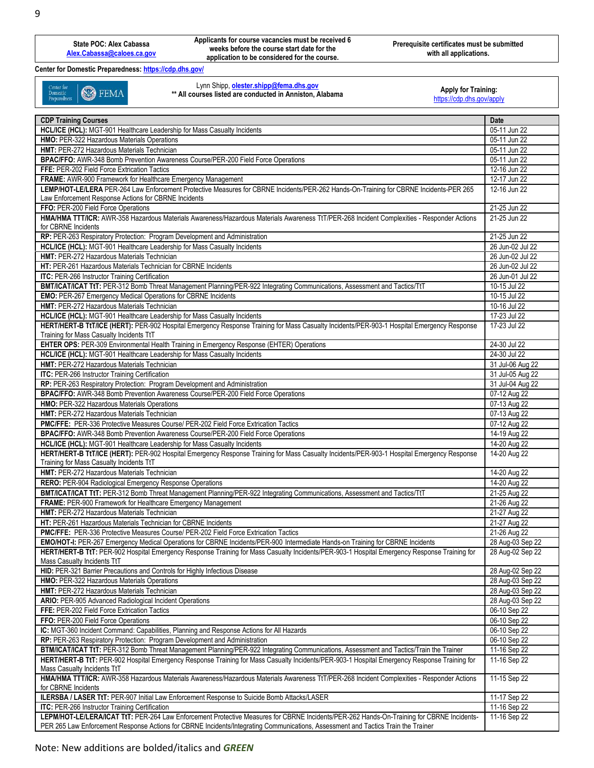| **State POC: Alex Cabassa** [Alex.Cabassa@caloes.ca.gov](mailto:Alex.Cabassa@caloes.ca.gov) | **Applicants for course vacancies must be received 6 weeks before the course start date for the application to be considered for the course.** | **Prerequisite certificates must be submitted with all applications.** |
|---|---|---|

**Center for Domestic Preparedness:** [https://cdp.dhs.gov/](https://cdp.dhs.gov/)

| Center for Domestic Preparedness FEMA | Lynn Shipp, **[olester.shipp@fema.dhs.gov](mailto:olester.shipp@fema.dhs.gov)** **\*\* All courses listed are conducted in Anniston, Alabama** | **Apply for Training:** [https://cdp.dhs.gov/apply](https://cdp.dhs.gov/apply) |
|---|---|---|

| CDP Training Courses | Date |
|---|---|
| **HCL/ICE (HCL):** MGT-901 Healthcare Leadership for Mass Casualty Incidents | 05-11 Jun 22 |
| **HMO:** PER-322 Hazardous Materials Operations | 05-11 Jun 22 |
| **HMT:** PER-272 Hazardous Materials Technician | 05-11 Jun 22 |
| **BPAC/FFO:** AWR-348 Bomb Prevention Awareness Course/PER-200 Field Force Operations | 05-11 Jun 22 |
| **FFE:** PER-202 Field Force Extrication Tactics | 12-16 Jun 22 |
| **FRAME:** AWR-900 Framework for Healthcare Emergency Management | 12-17 Jun 22 |
| **LEMP/HOT-LE/LERA** PER-264 Law Enforcement Protective Measures for CBRNE Incidents/PER-262 Hands-On-Training for CBRNE Incidents-PER 265 Law Enforcement Response Actions for CBRNE Incidents | 12-16 Jun 22 |
| **FFO:** PER-200 Field Force Operations | 21-25 Jun 22 |
| **HMA/HMA TTT/ICR:** AWR-358 Hazardous Materials Awareness/Hazardous Materials Awareness TtT/PER-268 Incident Complexities - Responder Actions for CBRNE Incidents | 21-25 Jun 22 |
| **RP:** PER-263 Respiratory Protection: Program Development and Administration | 21-25 Jun 22 |
| **HCL/ICE (HCL):** MGT-901 Healthcare Leadership for Mass Casualty Incidents | 26 Jun-02 Jul 22 |
| **HMT:** PER-272 Hazardous Materials Technician | 26 Jun-02 Jul 22 |
| **HT:** PER-261 Hazardous Materials Technician for CBRNE Incidents | 26 Jun-02 Jul 22 |
| **ITC:** PER-266 Instructor Training Certification | 26 Jun-01 Jul 22 |
| **BMT/ICAT/ICAT TtT:** PER-312 Bomb Threat Management Planning/PER-922 Integrating Communications, Assessment and Tactics/TtT | 10-15 Jul 22 |
| **EMO:** PER-267 Emergency Medical Operations for CBRNE Incidents | 10-15 Jul 22 |
| **HMT:** PER-272 Hazardous Materials Technician | 10-16 Jul 22 |
| **HCL/ICE (HCL):** MGT-901 Healthcare Leadership for Mass Casualty Incidents | 17-23 Jul 22 |
| **HERT/HERT-B TtT/ICE (HERT):** PER-902 Hospital Emergency Response Training for Mass Casualty Incidents/PER-903-1 Hospital Emergency Response Training for Mass Casualty Incidents TtT | 17-23 Jul 22 |
| **EHTER OPS:** PER-309 Environmental Health Training in Emergency Response (EHTER) Operations | 24-30 Jul 22 |
| **HCL/ICE (HCL):** MGT-901 Healthcare Leadership for Mass Casualty Incidents | 24-30 Jul 22 |
| **HMT:** PER-272 Hazardous Materials Technician | 31 Jul-06 Aug 22 |
| **ITC:** PER-266 Instructor Training Certification | 31 Jul-05 Aug 22 |
| **RP:** PER-263 Respiratory Protection: Program Development and Administration | 31 Jul-04 Aug 22 |
| **BPAC/FFO:** AWR-348 Bomb Prevention Awareness Course/PER-200 Field Force Operations | 07-12 Aug 22 |
| **HMO:** PER-322 Hazardous Materials Operations | 07-13 Aug 22 |
| **HMT:** PER-272 Hazardous Materials Technician | 07-13 Aug 22 |
| **PMC/FFE:** PER-336 Protective Measures Course/ PER-202 Field Force Extrication Tactics | 07-12 Aug 22 |
| **BPAC/FFO:** AWR-348 Bomb Prevention Awareness Course/PER-200 Field Force Operations | 14-19 Aug 22 |
| **HCL/ICE (HCL):** MGT-901 Healthcare Leadership for Mass Casualty Incidents | 14-20 Aug 22 |
| **HERT/HERT-B TtT/ICE (HERT):** PER-902 Hospital Emergency Response Training for Mass Casualty Incidents/PER-903-1 Hospital Emergency Response Training for Mass Casualty Incidents TtT | 14-20 Aug 22 |
| **HMT:** PER-272 Hazardous Materials Technician | 14-20 Aug 22 |
| **RERO:** PER-904 Radiological Emergency Response Operations | 14-20 Aug 22 |
| **BMT/ICAT/ICAT TtT:** PER-312 Bomb Threat Management Planning/PER-922 Integrating Communications, Assessment and Tactics/TtT | 21-25 Aug 22 |
| **FRAME:** PER-900 Framework for Healthcare Emergency Management | 21-26 Aug 22 |
| **HMT:** PER-272 Hazardous Materials Technician | 21-27 Aug 22 |
| **HT:** PER-261 Hazardous Materials Technician for CBRNE Incidents | 21-27 Aug 22 |
| **PMC/FFE:** PER-336 Protective Measures Course/ PER-202 Field Force Extrication Tactics | 21-26 Aug 22 |
| **EMO/HOT-I:** PER-267 Emergency Medical Operations for CBRNE Incidents/PER-900 Intermediate Hands-on Training for CBRNE Incidents | 28 Aug-03 Sep 22 |
| **HERT/HERT-B TtT:** PER-902 Hospital Emergency Response Training for Mass Casualty Incidents/PER-903-1 Hospital Emergency Response Training for Mass Casualty Incidents TtT | 28 Aug-02 Sep 22 |
| **HID:** PER-321 Barrier Precautions and Controls for Highly Infectious Disease | 28 Aug-02 Sep 22 |
| **HMO:** PER-322 Hazardous Materials Operations | 28 Aug-03 Sep 22 |
| **HMT:** PER-272 Hazardous Materials Technician | 28 Aug-03 Sep 22 |
| **ARIO:** PER-905 Advanced Radiological Incident Operations | 28 Aug-03 Sep 22 |
| **FFE:** PER-202 Field Force Extrication Tactics | 06-10 Sep 22 |
| **FFO:** PER-200 Field Force Operations | 06-10 Sep 22 |
| **IC:** MGT-360 Incident Command: Capabilities, Planning and Response Actions for All Hazards | 06-10 Sep 22 |
| **RP:** PER-263 Respiratory Protection: Program Development and Administration | 06-10 Sep 22 |
| **BTM/ICAT/ICAT TtT:** PER-312 Bomb Threat Management Planning/PER-922 Integrating Communications, Assessment and Tactics/Train the Trainer | 11-16 Sep 22 |
| **HERT/HERT-B TtT:** PER-902 Hospital Emergency Response Training for Mass Casualty Incidents/PER-903-1 Hospital Emergency Response Training for Mass Casualty Incidents TtT | 11-16 Sep 22 |
| **HMA/HMA TTT/ICR:** AWR-358 Hazardous Materials Awareness/Hazardous Materials Awareness TtT/PER-268 Incident Complexities - Responder Actions for CBRNE Incidents | 11-15 Sep 22 |
| **ILERSBA / LASER TtT:** PER-907 Initial Law Enforcement Response to Suicide Bomb Attacks/LASER | 11-17 Sep 22 |
| **ITC:** PER-266 Instructor Training Certification | 11-16 Sep 22 |
| **LEPM/HOT-LE/LERA/ICAT TtT:** PER-264 Law Enforcement Protective Measures for CBRNE Incidents/PER-262 Hands-On-Training for CBRNE Incidents-PER 265 Law Enforcement Response Actions for CBRNE Incidents/Integrating Communications, Assessment and Tactics Train the Trainer | 11-16 Sep 22 |

Note: New additions are bolded/italics and ***GREEN***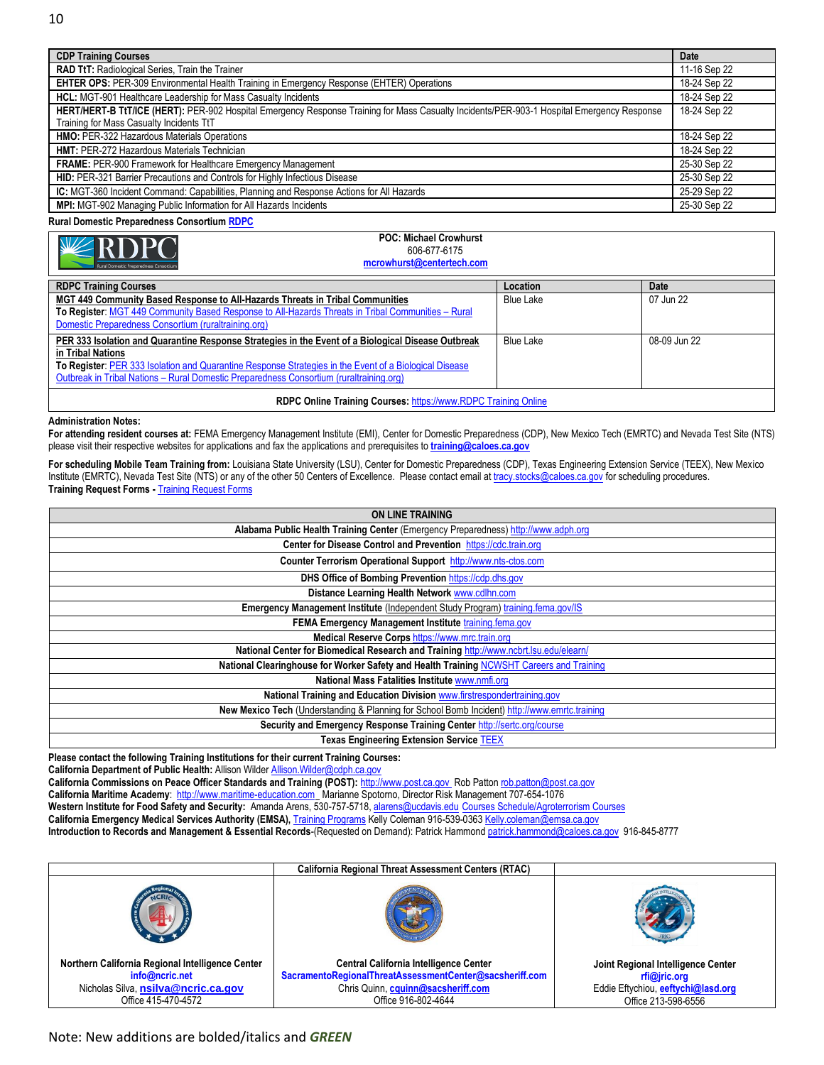| CDP Training Courses | Date |
|---|---|
| **RAD TtT:** Radiological Series, Train the Trainer | 11-16 Sep 22 |
| **EHTER OPS:** PER-309 Environmental Health Training in Emergency Response (EHTER) Operations | 18-24 Sep 22 |
| **HCL:** MGT-901 Healthcare Leadership for Mass Casualty Incidents | 18-24 Sep 22 |
| **HERT/HERT-B TtT/ICE (HERT):** PER-902 Hospital Emergency Response Training for Mass Casualty Incidents/PER-903-1 Hospital Emergency Response Training for Mass Casualty Incidents TtT | 18-24 Sep 22 |
| **HMO:** PER-322 Hazardous Materials Operations | 18-24 Sep 22 |
| **HMT:** PER-272 Hazardous Materials Technician | 18-24 Sep 22 |
| **FRAME:** PER-900 Framework for Healthcare Emergency Management | 25-30 Sep 22 |
| **HID:** PER-321 Barrier Precautions and Controls for Highly Infectious Disease | 25-30 Sep 22 |
| **IC:** MGT-360 Incident Command: Capabilities, Planning and Response Actions for All Hazards | 25-29 Sep 22 |
| **MPI:** MGT-902 Managing Public Information for All Hazards Incidents | 25-30 Sep 22 |

**Rural Domestic Preparedness Consortium RDPC**

**POC: Michael Crowhurst**
606-677-6175
**mcrowhurst@centertech.com**

| RDPC Training Courses | Location | Date |
|---|---|---|
| **MGT 449 Community Based Response to All-Hazards Threats in Tribal Communities**<br>**To Register**: MGT 449 Community Based Response to All-Hazards Threats in Tribal Communities – Rural Domestic Preparedness Consortium (ruraltraining.org) | Blue Lake | 07 Jun 22 |
| **PER 333 Isolation and Quarantine Response Strategies in the Event of a Biological Disease Outbreak in Tribal Nations**<br>**To Register**: PER 333 Isolation and Quarantine Response Strategies in the Event of a Biological Disease Outbreak in Tribal Nations – Rural Domestic Preparedness Consortium (ruraltraining.org) | Blue Lake | 08-09 Jun 22 |

**RDPC Online Training Courses:** https://www.RDPC Training Online

**Administration Notes:**

**For attending resident courses at:** FEMA Emergency Management Institute (EMI), Center for Domestic Preparedness (CDP), New Mexico Tech (EMRTC) and Nevada Test Site (NTS) please visit their respective websites for applications and fax the applications and prerequisites to **training@caloes.ca.gov**

**For scheduling Mobile Team Training from:** Louisiana State University (LSU), Center for Domestic Preparedness (CDP), Texas Engineering Extension Service (TEEX), New Mexico Institute (EMRTC), Nevada Test Site (NTS) or any of the other 50 Centers of Excellence. Please contact email at tracy.stocks@caloes.ca.gov for scheduling procedures.
**Training Request Forms -** Training Request Forms

| ON LINE TRAINING |
|---|
| **Alabama Public Health Training Center** (Emergency Preparedness) http://www.adph.org |
| **Center for Disease Control and Prevention** https://cdc.train.org |
| **Counter Terrorism Operational Support** http://www.nts-ctos.com |
| **DHS Office of Bombing Prevention** https://cdp.dhs.gov |
| **Distance Learning Health Network** www.cdlhn.com |
| **Emergency Management Institute** (Independent Study Program) training.fema.gov/IS |
| **FEMA Emergency Management Institute** training.fema.gov |
| **Medical Reserve Corps** https://www.mrc.train.org |
| **National Center for Biomedical Research and Training** http://www.ncbrt.lsu.edu/elearn/ |
| **National Clearinghouse for Worker Safety and Health Training** NCWSHT Careers and Training |
| **National Mass Fatalities Institute** www.nmfi.org |
| **National Training and Education Division** www.firstrespondertraining.gov |
| **New Mexico Tech** (Understanding & Planning for School Bomb Incident) http://www.emrtc.training |
| **Security and Emergency Response Training Center** http://sertc.org/course |
| **Texas Engineering Extension Service** TEEX |

**Please contact the following Training Institutions for their current Training Courses:**
**California Department of Public Health:** Allison Wilder Allison.Wilder@cdph.ca.gov
**California Commissions on Peace Officer Standards and Training (POST):** http://www.post.ca.gov Rob Patton rob.patton@post.ca.gov
**California Maritime Academy**: http://www.maritime-education.com Marianne Spotorno, Director Risk Management 707-654-1076
**Western Institute for Food Safety and Security:** Amanda Arens, 530-757-5718, alarens@ucdavis.edu Courses Schedule/Agroterrorism Courses
**California Emergency Medical Services Authority (EMSA),** Training Programs Kelly Coleman 916-539-0363 Kelly.coleman@emsa.ca.gov
**Introduction to Records and Management & Essential Records**-(Requested on Demand): Patrick Hammond patrick.hammond@caloes.ca.gov 916-845-8777

| | California Regional Threat Assessment Centers (RTAC) | |
|---|---|---|
| **Northern California Regional Intelligence Center**<br>**info@ncric.net**<br>Nicholas Silva, **nsilva@ncric.ca.gov**<br>Office 415-470-4572 | **Central California Intelligence Center**<br>**SacramentoRegionalThreatAssessmentCenter@sacsheriff.com**<br>Chris Quinn, **cquinn@sacsheriff.com**<br>Office 916-802-4644 | **Joint Regional Intelligence Center**<br>**rfi@jric.org**<br>Eddie Eftychiou, **eeftychi@lasd.org**<br>Office 213-598-6556 |

Note: New additions are bolded/italics and ***GREEN***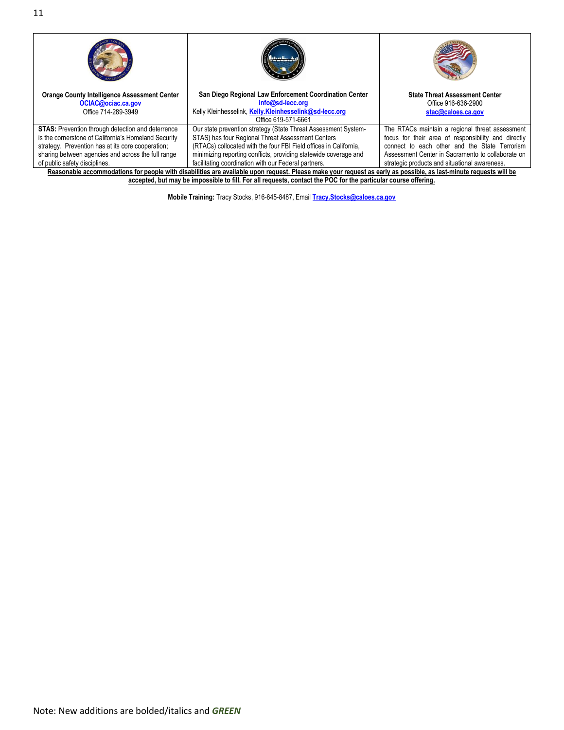| | | |
|---|---|---|
| **Orange County Intelligence Assessment Center**<br>**OCIAC@ociac.ca.gov**<br>Office 714-289-3949 | **San Diego Regional Law Enforcement Coordination Center**<br>**info@sd-lecc.org**<br>Kelly Kleinhesselink, **Kelly.Kleinhesselink@sd-lecc.org**<br>Office 619-571-6661 | **State Threat Assessment Center**<br>Office 916-636-2900<br>**stac@caloes.ca.gov** |
| **STAS:** Prevention through detection and deterrence is the cornerstone of California's Homeland Security strategy. Prevention has at its core cooperation; sharing between agencies and across the full range of public safety disciplines. | Our state prevention strategy (State Threat Assessment System-STAS) has four Regional Threat Assessment Centers (RTACs) collocated with the four FBI Field offices in California, minimizing reporting conflicts, providing statewide coverage and facilitating coordination with our Federal partners. | The RTACs maintain a regional threat assessment focus for their area of responsibility and directly connect to each other and the State Terrorism Assessment Center in Sacramento to collaborate on strategic products and situational awareness. |

**Reasonable accommodations for people with disabilities are available upon request. Please make your request as early as possible, as last-minute requests will be accepted, but may be impossible to fill. For all requests, contact the POC for the particular course offering.**

**Mobile Training:** Tracy Stocks, 916-845-8487, Email **Tracy.Stocks@caloes.ca.gov**

Note: New additions are bolded/italics and ***GREEN***